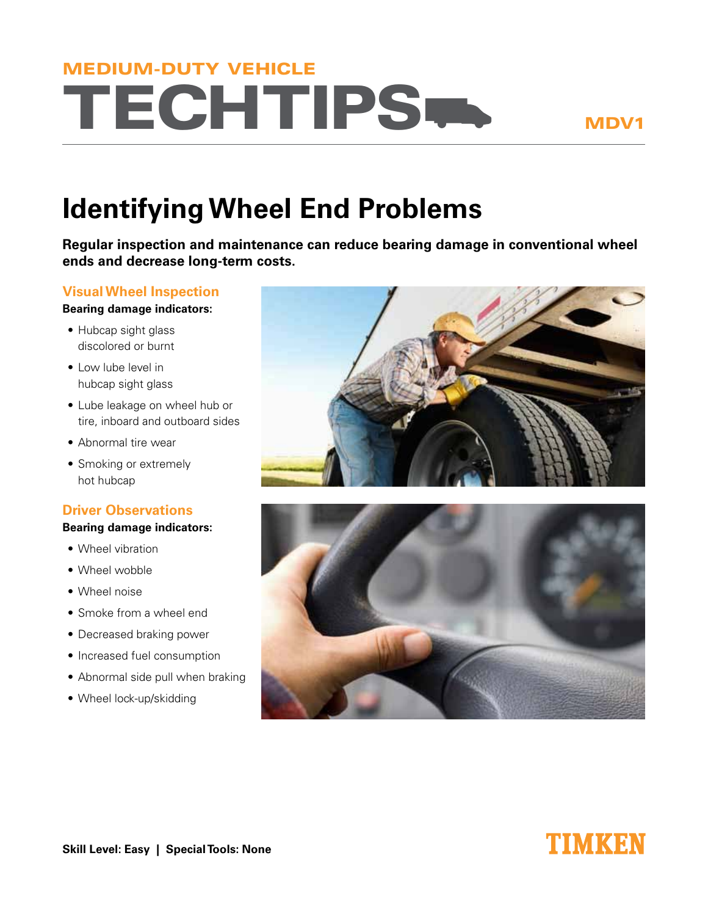MEDIUM-DUTY VEHICLE

# TECHTIPS

MDV1

## Identifying Wheel End Problems

**Regular inspection and maintenance can reduce bearing damage in conventional wheel ends and decrease long-term costs.**

### Visual Wheel Inspection

**Bearing damage indicators:**

- Hubcap sight glass discolored or burnt
- Low lube level in hubcap sight glass
- Lube leakage on wheel hub or tire, inboard and outboard sides
- Abnormal tire wear
- Smoking or extremely hot hubcap

### Driver Observations

**Bearing damage indicators:**

- Wheel vibration
- Wheel wobble
- Wheel noise
- Smoke from a wheel end
- Decreased braking power
- Increased fuel consumption
- Abnormal side pull when braking
- Wheel lock-up/skidding

**Skill Level: Easy | Special Tools: None**

TIMKEN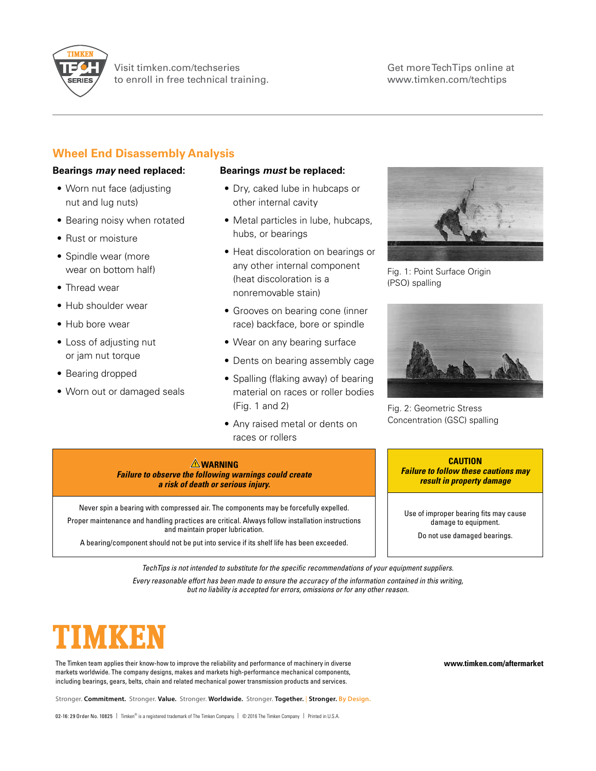Visit timken.com/techseries
to enroll in free technical training.

Get more TechTips online at
www.timken.com/techtips

## Wheel End Disassembly Analysis

**Bearings *may* need replaced:**

- Worn nut face (adjusting nut and lug nuts)
- Bearing noisy when rotated
- Rust or moisture
- Spindle wear (more wear on bottom half)
- Thread wear
- Hub shoulder wear
- Hub bore wear
- Loss of adjusting nut or jam nut torque
- Bearing dropped
- Worn out or damaged seals

**Bearings *must* be replaced:**

- Dry, caked lube in hubcaps or other internal cavity
- Metal particles in lube, hubcaps, hubs, or bearings
- Heat discoloration on bearings or any other internal component (heat discoloration is a nonremovable stain)
- Grooves on bearing cone (inner race) backface, bore or spindle
- Wear on any bearing surface
- Dents on bearing assembly cage
- Spalling (flaking away) of bearing material on races or roller bodies (Fig. 1 and 2)
- Any raised metal or dents on races or rollers

Fig. 1: Point Surface Origin (PSO) spalling

Fig. 2: Geometric Stress Concentration (GSC) spalling

**⚠WARNING**
***Failure to observe the following warnings could create a risk of death or serious injury.***

Never spin a bearing with compressed air. The components may be forcefully expelled.

Proper maintenance and handling practices are critical. Always follow installation instructions and maintain proper lubrication.

A bearing/component should not be put into service if its shelf life has been exceeded.

**CAUTION**
***Failure to follow these cautions may result in property damage***

Use of improper bearing fits may cause damage to equipment.

Do not use damaged bearings.

*TechTips is not intended to substitute for the specific recommendations of your equipment suppliers.*

*Every reasonable effort has been made to ensure the accuracy of the information contained in this writing, but no liability is accepted for errors, omissions or for any other reason.*

**TIMKEN**

The Timken team applies their know-how to improve the reliability and performance of machinery in diverse markets worldwide. The company designs, makes and markets high-performance mechanical components, including bearings, gears, belts, chain and related mechanical power transmission products and services.

**www.timken.com/aftermarket**

Stronger. **Commitment.** Stronger. **Value.** Stronger. **Worldwide.** Stronger. **Together.** | **Stronger.** **By Design.**

02-16: 29 Order No. 10825 | Timken® is a registered trademark of The Timken Company. | © 2016 The Timken Company | Printed in U.S.A.